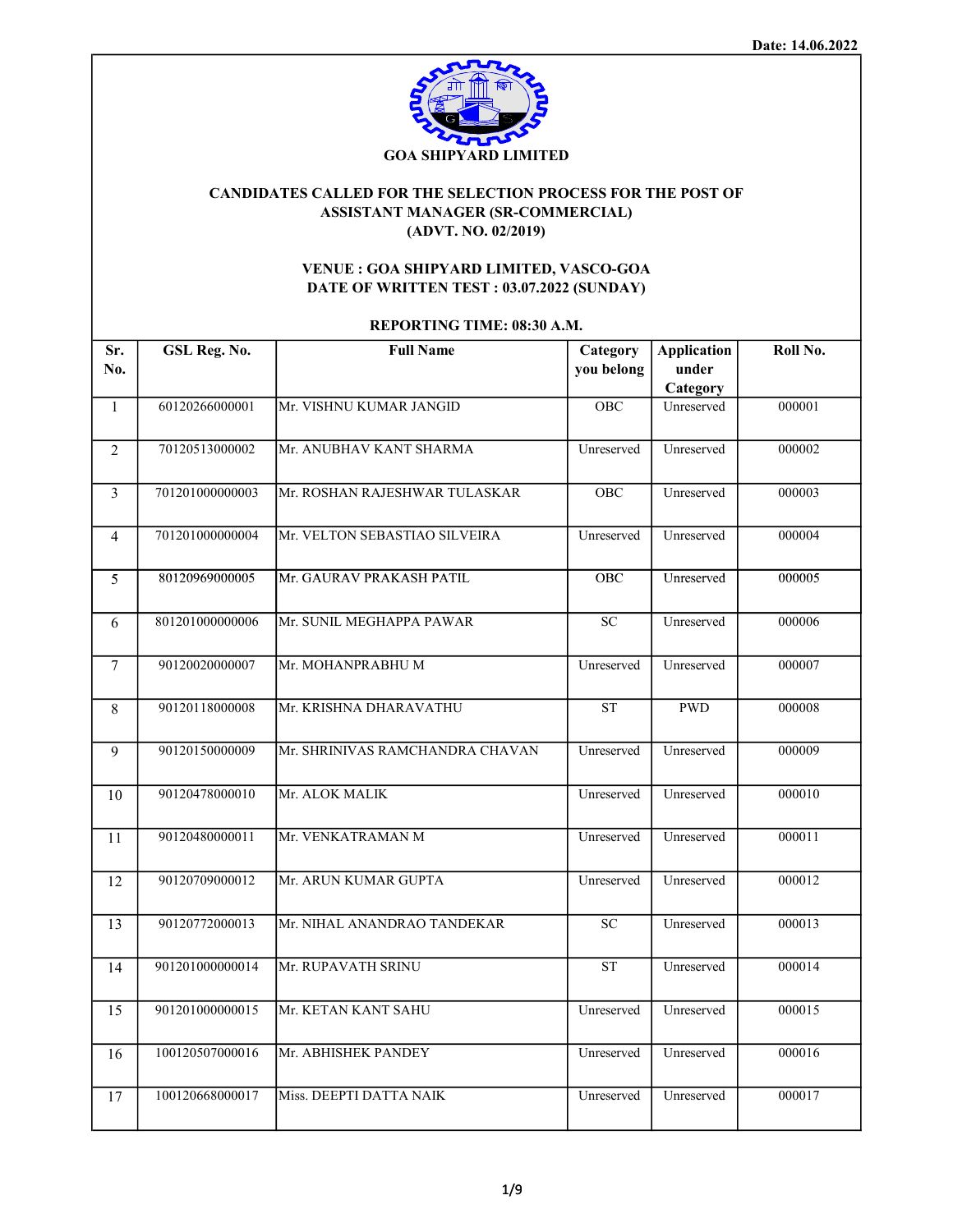Date: 14.06.2022

**GOA SHIPYARD LIMITED**

**CANDIDATES CALLED FOR THE SELECTION PROCESS FOR THE POST OF ASSISTANT MANAGER (SR-COMMERCIAL) (ADVT. NO. 02/2019)**

**VENUE : GOA SHIPYARD LIMITED, VASCO-GOA**
**DATE OF WRITTEN TEST : 03.07.2022 (SUNDAY)**

**REPORTING TIME: 08:30 A.M.**

| Sr. No. | GSL Reg. No. | Full Name | Category you belong | Application under Category | Roll No. |
|---|---|---|---|---|---|
| 1 | 60120266000001 | Mr. VISHNU KUMAR JANGID | OBC | Unreserved | 000001 |
| 2 | 70120513000002 | Mr. ANUBHAV KANT SHARMA | Unreserved | Unreserved | 000002 |
| 3 | 701201000000003 | Mr. ROSHAN RAJESHWAR TULASKAR | OBC | Unreserved | 000003 |
| 4 | 701201000000004 | Mr. VELTON SEBASTIAO SILVEIRA | Unreserved | Unreserved | 000004 |
| 5 | 80120969000005 | Mr. GAURAV PRAKASH PATIL | OBC | Unreserved | 000005 |
| 6 | 801201000000006 | Mr. SUNIL MEGHAPPA PAWAR | SC | Unreserved | 000006 |
| 7 | 90120020000007 | Mr. MOHANPRABHU M | Unreserved | Unreserved | 000007 |
| 8 | 90120118000008 | Mr. KRISHNA DHARAVATHU | ST | PWD | 000008 |
| 9 | 90120150000009 | Mr. SHRINIVAS RAMCHANDRA CHAVAN | Unreserved | Unreserved | 000009 |
| 10 | 90120478000010 | Mr. ALOK MALIK | Unreserved | Unreserved | 000010 |
| 11 | 90120480000011 | Mr. VENKATRAMAN M | Unreserved | Unreserved | 000011 |
| 12 | 90120709000012 | Mr. ARUN KUMAR GUPTA | Unreserved | Unreserved | 000012 |
| 13 | 90120772000013 | Mr. NIHAL ANANDRAO TANDEKAR | SC | Unreserved | 000013 |
| 14 | 901201000000014 | Mr. RUPAVATH SRINU | ST | Unreserved | 000014 |
| 15 | 901201000000015 | Mr. KETAN KANT SAHU | Unreserved | Unreserved | 000015 |
| 16 | 100120507000016 | Mr. ABHISHEK PANDEY | Unreserved | Unreserved | 000016 |
| 17 | 100120668000017 | Miss. DEEPTI DATTA NAIK | Unreserved | Unreserved | 000017 |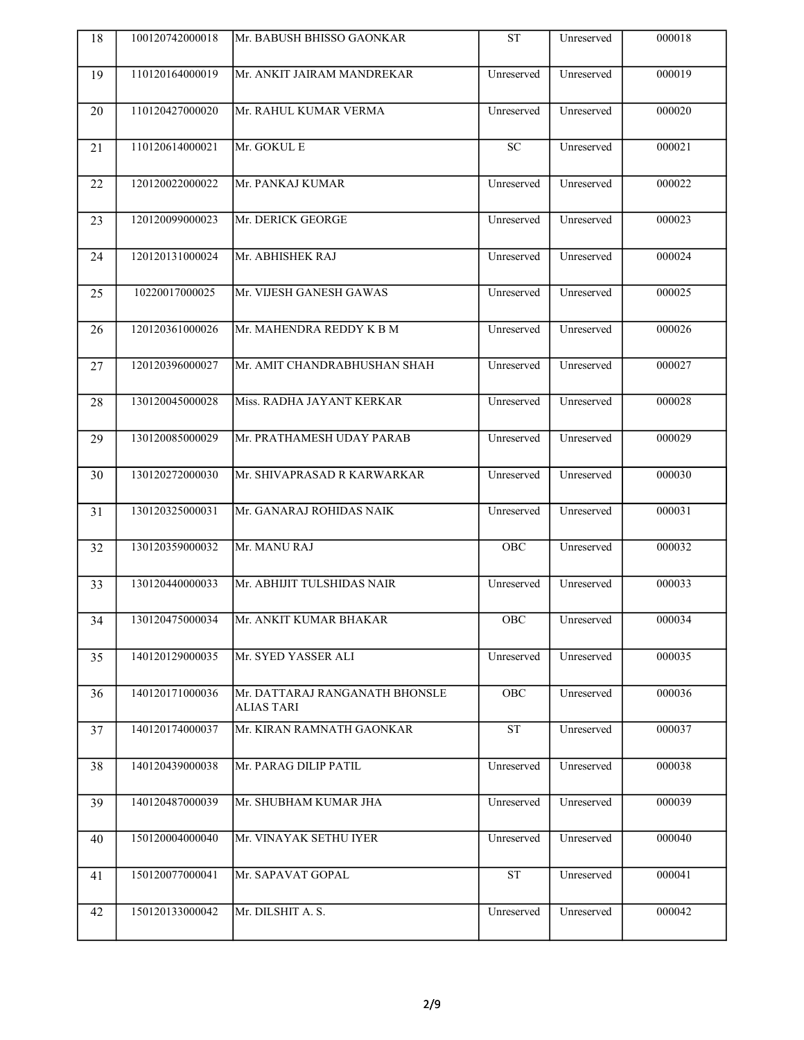| 18 | 100120742000018 | Mr. BABUSH BHISSO GAONKAR | ST | Unreserved | 000018 |
|---|---|---|---|---|---|
| 19 | 110120164000019 | Mr. ANKIT JAIRAM MANDREKAR | Unreserved | Unreserved | 000019 |
| 20 | 110120427000020 | Mr. RAHUL KUMAR VERMA | Unreserved | Unreserved | 000020 |
| 21 | 110120614000021 | Mr. GOKUL E | SC | Unreserved | 000021 |
| 22 | 120120022000022 | Mr. PANKAJ KUMAR | Unreserved | Unreserved | 000022 |
| 23 | 120120099000023 | Mr. DERICK GEORGE | Unreserved | Unreserved | 000023 |
| 24 | 120120131000024 | Mr. ABHISHEK RAJ | Unreserved | Unreserved | 000024 |
| 25 | 10220017000025 | Mr. VIJESH GANESH GAWAS | Unreserved | Unreserved | 000025 |
| 26 | 120120361000026 | Mr. MAHENDRA REDDY K B M | Unreserved | Unreserved | 000026 |
| 27 | 120120396000027 | Mr. AMIT CHANDRABHUSHAN SHAH | Unreserved | Unreserved | 000027 |
| 28 | 130120045000028 | Miss. RADHA JAYANT KERKAR | Unreserved | Unreserved | 000028 |
| 29 | 130120085000029 | Mr. PRATHAMESH UDAY PARAB | Unreserved | Unreserved | 000029 |
| 30 | 130120272000030 | Mr. SHIVAPRASAD R KARWARKAR | Unreserved | Unreserved | 000030 |
| 31 | 130120325000031 | Mr. GANARAJ ROHIDAS NAIK | Unreserved | Unreserved | 000031 |
| 32 | 130120359000032 | Mr. MANU RAJ | OBC | Unreserved | 000032 |
| 33 | 130120440000033 | Mr. ABHIJIT TULSHIDAS NAIR | Unreserved | Unreserved | 000033 |
| 34 | 130120475000034 | Mr. ANKIT KUMAR BHAKAR | OBC | Unreserved | 000034 |
| 35 | 140120129000035 | Mr. SYED YASSER ALI | Unreserved | Unreserved | 000035 |
| 36 | 140120171000036 | Mr. DATTARAJ RANGANATH BHONSLE ALIAS TARI | OBC | Unreserved | 000036 |
| 37 | 140120174000037 | Mr. KIRAN RAMNATH GAONKAR | ST | Unreserved | 000037 |
| 38 | 140120439000038 | Mr. PARAG DILIP PATIL | Unreserved | Unreserved | 000038 |
| 39 | 140120487000039 | Mr. SHUBHAM KUMAR JHA | Unreserved | Unreserved | 000039 |
| 40 | 150120004000040 | Mr. VINAYAK SETHU IYER | Unreserved | Unreserved | 000040 |
| 41 | 150120077000041 | Mr. SAPAVAT GOPAL | ST | Unreserved | 000041 |
| 42 | 150120133000042 | Mr. DILSHIT A. S. | Unreserved | Unreserved | 000042 |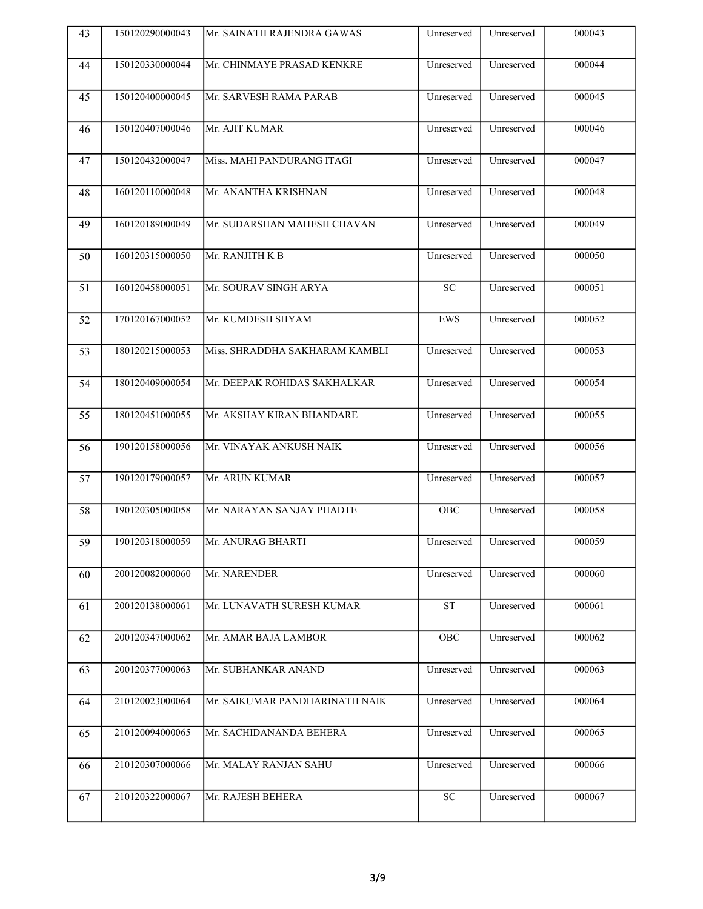| | | | | | |
|---|---|---|---|---|---|
| 43 | 150120290000043 | Mr. SAINATH RAJENDRA GAWAS | Unreserved | Unreserved | 000043 |
| 44 | 150120330000044 | Mr. CHINMAYE PRASAD KENKRE | Unreserved | Unreserved | 000044 |
| 45 | 150120400000045 | Mr. SARVESH RAMA PARAB | Unreserved | Unreserved | 000045 |
| 46 | 150120407000046 | Mr. AJIT KUMAR | Unreserved | Unreserved | 000046 |
| 47 | 150120432000047 | Miss. MAHI PANDURANG ITAGI | Unreserved | Unreserved | 000047 |
| 48 | 160120110000048 | Mr. ANANTHA KRISHNAN | Unreserved | Unreserved | 000048 |
| 49 | 160120189000049 | Mr. SUDARSHAN MAHESH CHAVAN | Unreserved | Unreserved | 000049 |
| 50 | 160120315000050 | Mr. RANJITH K B | Unreserved | Unreserved | 000050 |
| 51 | 160120458000051 | Mr. SOURAV SINGH ARYA | SC | Unreserved | 000051 |
| 52 | 170120167000052 | Mr. KUMDESH SHYAM | EWS | Unreserved | 000052 |
| 53 | 180120215000053 | Miss. SHRADDHA SAKHARAM KAMBLI | Unreserved | Unreserved | 000053 |
| 54 | 180120409000054 | Mr. DEEPAK ROHIDAS SAKHALKAR | Unreserved | Unreserved | 000054 |
| 55 | 180120451000055 | Mr. AKSHAY KIRAN BHANDARE | Unreserved | Unreserved | 000055 |
| 56 | 190120158000056 | Mr. VINAYAK ANKUSH NAIK | Unreserved | Unreserved | 000056 |
| 57 | 190120179000057 | Mr. ARUN KUMAR | Unreserved | Unreserved | 000057 |
| 58 | 190120305000058 | Mr. NARAYAN SANJAY PHADTE | OBC | Unreserved | 000058 |
| 59 | 190120318000059 | Mr. ANURAG BHARTI | Unreserved | Unreserved | 000059 |
| 60 | 200120082000060 | Mr. NARENDER | Unreserved | Unreserved | 000060 |
| 61 | 200120138000061 | Mr. LUNAVATH SURESH KUMAR | ST | Unreserved | 000061 |
| 62 | 200120347000062 | Mr. AMAR BAJA LAMBOR | OBC | Unreserved | 000062 |
| 63 | 200120377000063 | Mr. SUBHANKAR ANAND | Unreserved | Unreserved | 000063 |
| 64 | 210120023000064 | Mr. SAIKUMAR PANDHARINATH NAIK | Unreserved | Unreserved | 000064 |
| 65 | 210120094000065 | Mr. SACHIDANANDA BEHERA | Unreserved | Unreserved | 000065 |
| 66 | 210120307000066 | Mr. MALAY RANJAN SAHU | Unreserved | Unreserved | 000066 |
| 67 | 210120322000067 | Mr. RAJESH BEHERA | SC | Unreserved | 000067 |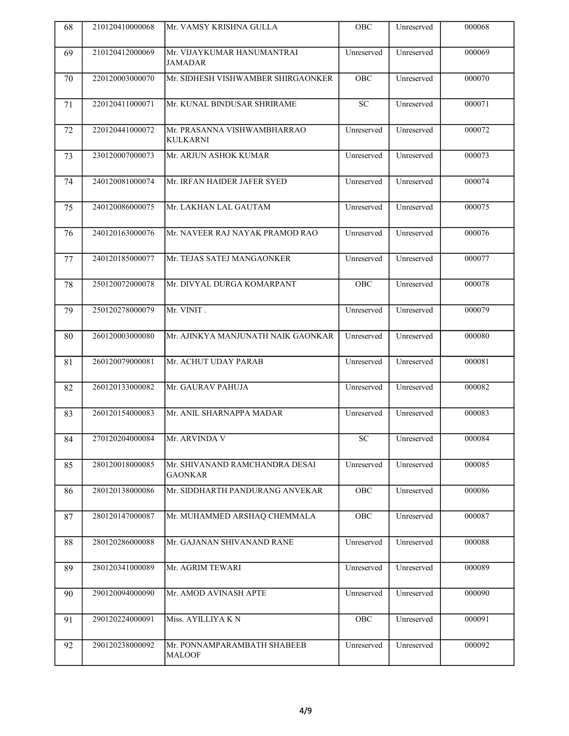| 68 | 210120410000068 | Mr. VAMSY KRISHNA GULLA | OBC | Unreserved | 000068 |
|---|---|---|---|---|---|
| 69 | 210120412000069 | Mr. VIJAYKUMAR HANUMANTRAI JAMADAR | Unreserved | Unreserved | 000069 |
| 70 | 220120003000070 | Mr. SIDHESH VISHWAMBER SHIRGAONKER | OBC | Unreserved | 000070 |
| 71 | 220120411000071 | Mr. KUNAL BINDUSAR SHRIRAME | SC | Unreserved | 000071 |
| 72 | 220120441000072 | Mr. PRASANNA VISHWAMBHARRAO KULKARNI | Unreserved | Unreserved | 000072 |
| 73 | 230120007000073 | Mr. ARJUN ASHOK KUMAR | Unreserved | Unreserved | 000073 |
| 74 | 240120081000074 | Mr. IRFAN HAIDER JAFER SYED | Unreserved | Unreserved | 000074 |
| 75 | 240120086000075 | Mr. LAKHAN LAL GAUTAM | Unreserved | Unreserved | 000075 |
| 76 | 240120163000076 | Mr. NAVEER RAJ NAYAK PRAMOD RAO | Unreserved | Unreserved | 000076 |
| 77 | 240120185000077 | Mr. TEJAS SATEJ MANGAONKER | Unreserved | Unreserved | 000077 |
| 78 | 250120072000078 | Mr. DIVYAL DURGA KOMARPANT | OBC | Unreserved | 000078 |
| 79 | 250120278000079 | Mr. VINIT . | Unreserved | Unreserved | 000079 |
| 80 | 260120003000080 | Mr. AJINKYA MANJUNATH NAIK GAONKAR | Unreserved | Unreserved | 000080 |
| 81 | 260120079000081 | Mr. ACHUT UDAY PARAB | Unreserved | Unreserved | 000081 |
| 82 | 260120133000082 | Mr. GAURAV PAHUJA | Unreserved | Unreserved | 000082 |
| 83 | 260120154000083 | Mr. ANIL SHARNAPPA MADAR | Unreserved | Unreserved | 000083 |
| 84 | 270120204000084 | Mr. ARVINDA V | SC | Unreserved | 000084 |
| 85 | 280120018000085 | Mr. SHIVANAND RAMCHANDRA DESAI GAONKAR | Unreserved | Unreserved | 000085 |
| 86 | 280120138000086 | Mr. SIDDHARTH PANDURANG ANVEKAR | OBC | Unreserved | 000086 |
| 87 | 280120147000087 | Mr. MUHAMMED ARSHAQ CHEMMALA | OBC | Unreserved | 000087 |
| 88 | 280120286000088 | Mr. GAJANAN SHIVANAND RANE | Unreserved | Unreserved | 000088 |
| 89 | 280120341000089 | Mr. AGRIM TEWARI | Unreserved | Unreserved | 000089 |
| 90 | 290120094000090 | Mr. AMOD AVINASH APTE | Unreserved | Unreserved | 000090 |
| 91 | 290120224000091 | Miss. AYILLIYA K N | OBC | Unreserved | 000091 |
| 92 | 290120238000092 | Mr. PONNAMPARAMBATH SHABEEB MALOOF | Unreserved | Unreserved | 000092 |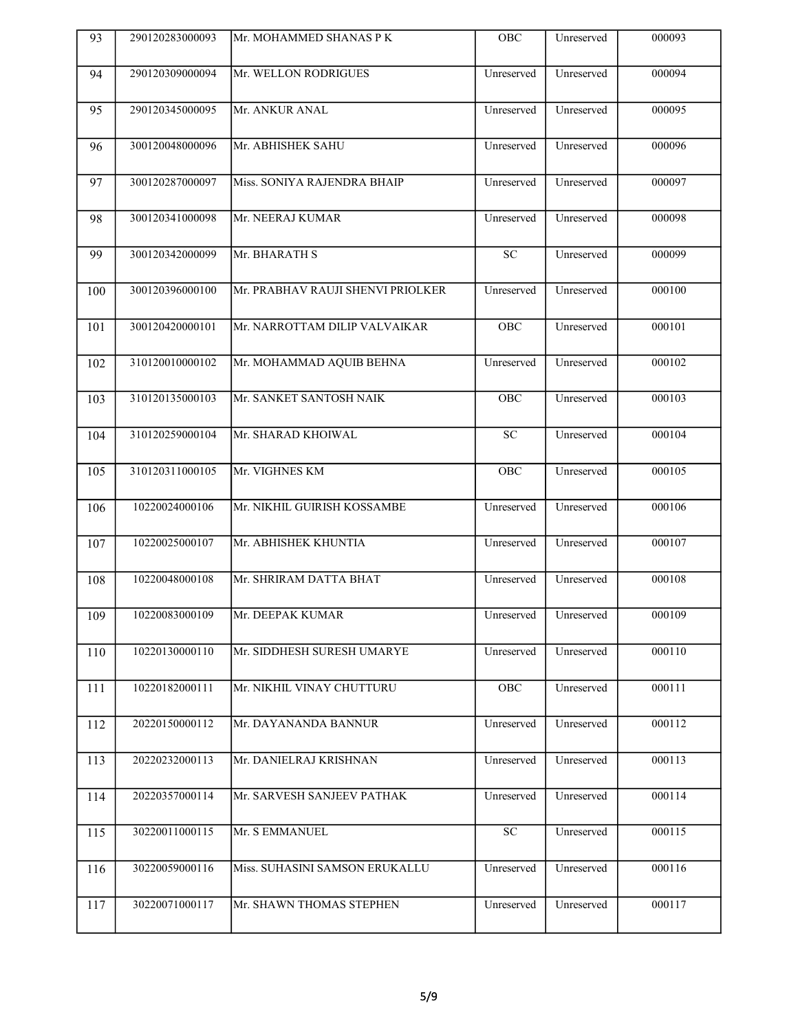| 93 | 290120283000093 | Mr. MOHAMMED SHANAS P K | OBC | Unreserved | 000093 |
|---|---|---|---|---|---|
| 94 | 290120309000094 | Mr. WELLON RODRIGUES | Unreserved | Unreserved | 000094 |
| 95 | 290120345000095 | Mr. ANKUR ANAL | Unreserved | Unreserved | 000095 |
| 96 | 300120048000096 | Mr. ABHISHEK SAHU | Unreserved | Unreserved | 000096 |
| 97 | 300120287000097 | Miss. SONIYA RAJENDRA BHAIP | Unreserved | Unreserved | 000097 |
| 98 | 300120341000098 | Mr. NEERAJ KUMAR | Unreserved | Unreserved | 000098 |
| 99 | 300120342000099 | Mr. BHARATH S | SC | Unreserved | 000099 |
| 100 | 300120396000100 | Mr. PRABHAV RAUJI SHENVI PRIOLKER | Unreserved | Unreserved | 000100 |
| 101 | 300120420000101 | Mr. NARROTTAM DILIP VALVAIKAR | OBC | Unreserved | 000101 |
| 102 | 310120010000102 | Mr. MOHAMMAD AQUIB BEHNA | Unreserved | Unreserved | 000102 |
| 103 | 310120135000103 | Mr. SANKET SANTOSH NAIK | OBC | Unreserved | 000103 |
| 104 | 310120259000104 | Mr. SHARAD KHOIWAL | SC | Unreserved | 000104 |
| 105 | 310120311000105 | Mr. VIGHNES KM | OBC | Unreserved | 000105 |
| 106 | 10220024000106 | Mr. NIKHIL GUIRISH KOSSAMBE | Unreserved | Unreserved | 000106 |
| 107 | 10220025000107 | Mr. ABHISHEK KHUNTIA | Unreserved | Unreserved | 000107 |
| 108 | 10220048000108 | Mr. SHRIRAM DATTA BHAT | Unreserved | Unreserved | 000108 |
| 109 | 10220083000109 | Mr. DEEPAK KUMAR | Unreserved | Unreserved | 000109 |
| 110 | 10220130000110 | Mr. SIDDHESH SURESH UMARYE | Unreserved | Unreserved | 000110 |
| 111 | 10220182000111 | Mr. NIKHIL VINAY CHUTTURU | OBC | Unreserved | 000111 |
| 112 | 20220150000112 | Mr. DAYANANDA BANNUR | Unreserved | Unreserved | 000112 |
| 113 | 20220232000113 | Mr. DANIELRAJ KRISHNAN | Unreserved | Unreserved | 000113 |
| 114 | 20220357000114 | Mr. SARVESH SANJEEV PATHAK | Unreserved | Unreserved | 000114 |
| 115 | 30220011000115 | Mr. S EMMANUEL | SC | Unreserved | 000115 |
| 116 | 30220059000116 | Miss. SUHASINI SAMSON ERUKALLU | Unreserved | Unreserved | 000116 |
| 117 | 30220071000117 | Mr. SHAWN THOMAS STEPHEN | Unreserved | Unreserved | 000117 |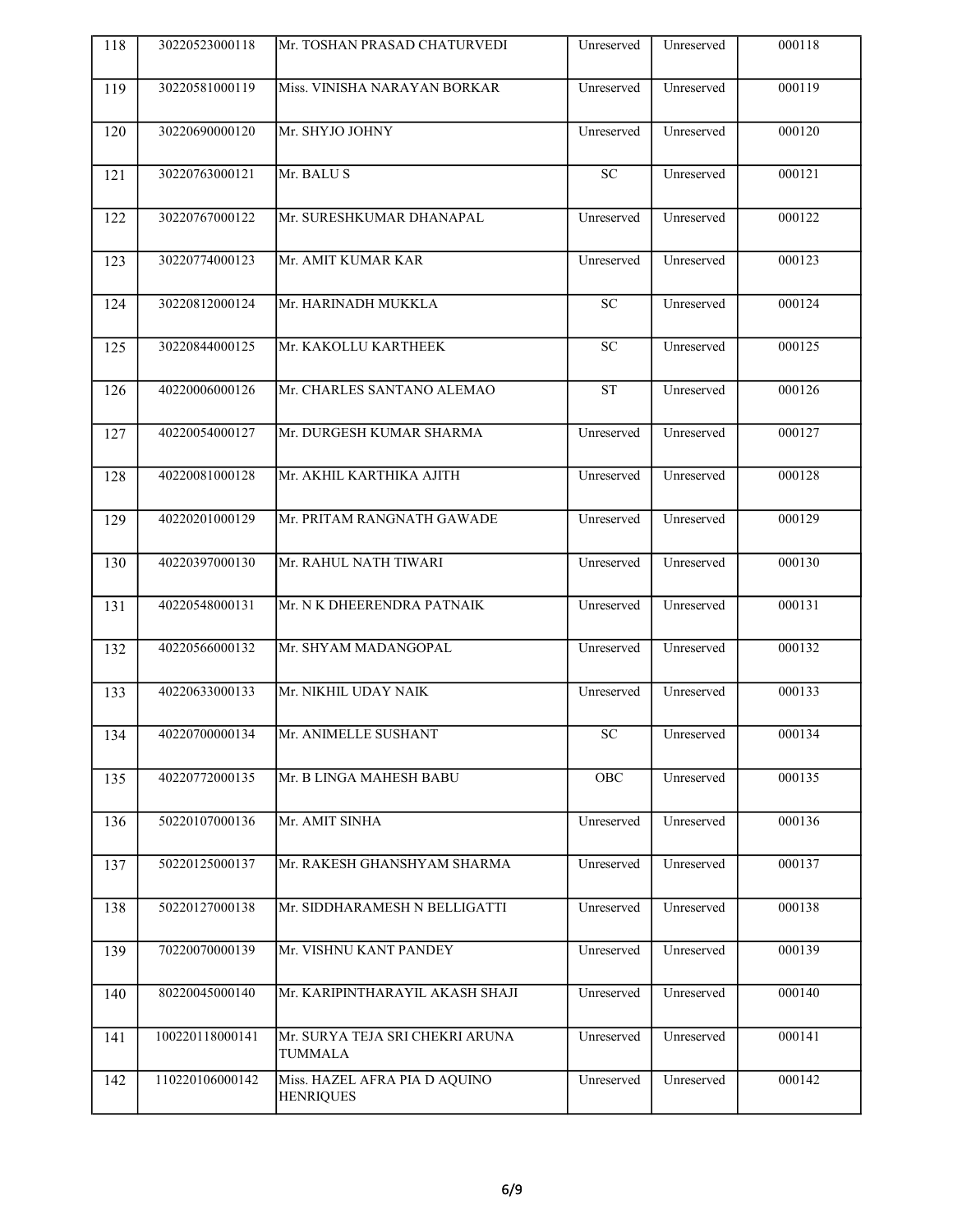| 118 | 30220523000118 | Mr. TOSHAN PRASAD CHATURVEDI | Unreserved | Unreserved | 000118 |
|---|---|---|---|---|---|
| 119 | 30220581000119 | Miss. VINISHA NARAYAN BORKAR | Unreserved | Unreserved | 000119 |
| 120 | 30220690000120 | Mr. SHYJO JOHNY | Unreserved | Unreserved | 000120 |
| 121 | 30220763000121 | Mr. BALU S | SC | Unreserved | 000121 |
| 122 | 30220767000122 | Mr. SURESHKUMAR DHANAPAL | Unreserved | Unreserved | 000122 |
| 123 | 30220774000123 | Mr. AMIT KUMAR KAR | Unreserved | Unreserved | 000123 |
| 124 | 30220812000124 | Mr. HARINADH MUKKLA | SC | Unreserved | 000124 |
| 125 | 30220844000125 | Mr. KAKOLLU KARTHEEK | SC | Unreserved | 000125 |
| 126 | 40220006000126 | Mr. CHARLES SANTANO ALEMAO | ST | Unreserved | 000126 |
| 127 | 40220054000127 | Mr. DURGESH KUMAR SHARMA | Unreserved | Unreserved | 000127 |
| 128 | 40220081000128 | Mr. AKHIL KARTHIKA AJITH | Unreserved | Unreserved | 000128 |
| 129 | 40220201000129 | Mr. PRITAM RANGNATH GAWADE | Unreserved | Unreserved | 000129 |
| 130 | 40220397000130 | Mr. RAHUL NATH TIWARI | Unreserved | Unreserved | 000130 |
| 131 | 40220548000131 | Mr. N K DHEERENDRA PATNAIK | Unreserved | Unreserved | 000131 |
| 132 | 40220566000132 | Mr. SHYAM MADANGOPAL | Unreserved | Unreserved | 000132 |
| 133 | 40220633000133 | Mr. NIKHIL UDAY NAIK | Unreserved | Unreserved | 000133 |
| 134 | 40220700000134 | Mr. ANIMELLE SUSHANT | SC | Unreserved | 000134 |
| 135 | 40220772000135 | Mr. B LINGA MAHESH BABU | OBC | Unreserved | 000135 |
| 136 | 50220107000136 | Mr. AMIT SINHA | Unreserved | Unreserved | 000136 |
| 137 | 50220125000137 | Mr. RAKESH GHANSHYAM SHARMA | Unreserved | Unreserved | 000137 |
| 138 | 50220127000138 | Mr. SIDDHARAMESH N BELLIGATTI | Unreserved | Unreserved | 000138 |
| 139 | 70220070000139 | Mr. VISHNU KANT PANDEY | Unreserved | Unreserved | 000139 |
| 140 | 80220045000140 | Mr. KARIPINTHARAYIL AKASH SHAJI | Unreserved | Unreserved | 000140 |
| 141 | 100220118000141 | Mr. SURYA TEJA SRI CHEKRI ARUNA TUMMALA | Unreserved | Unreserved | 000141 |
| 142 | 110220106000142 | Miss. HAZEL AFRA PIA D AQUINO HENRIQUES | Unreserved | Unreserved | 000142 |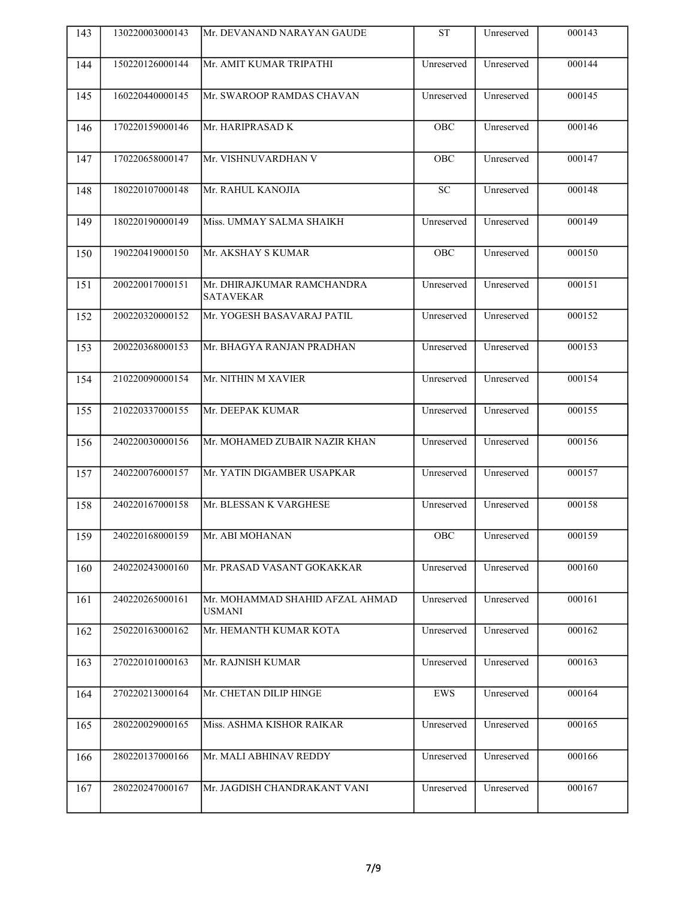| 143 | 130220003000143 | Mr. DEVANAND NARAYAN GAUDE | ST | Unreserved | 000143 |
|---|---|---|---|---|---|
| 144 | 150220126000144 | Mr. AMIT KUMAR TRIPATHI | Unreserved | Unreserved | 000144 |
| 145 | 160220440000145 | Mr. SWAROOP RAMDAS CHAVAN | Unreserved | Unreserved | 000145 |
| 146 | 170220159000146 | Mr. HARIPRASAD K | OBC | Unreserved | 000146 |
| 147 | 170220658000147 | Mr. VISHNUVARDHAN V | OBC | Unreserved | 000147 |
| 148 | 180220107000148 | Mr. RAHUL KANOJIA | SC | Unreserved | 000148 |
| 149 | 180220190000149 | Miss. UMMAY SALMA SHAIKH | Unreserved | Unreserved | 000149 |
| 150 | 190220419000150 | Mr. AKSHAY S KUMAR | OBC | Unreserved | 000150 |
| 151 | 200220017000151 | Mr. DHIRAJKUMAR RAMCHANDRA SATAVEKAR | Unreserved | Unreserved | 000151 |
| 152 | 200220320000152 | Mr. YOGESH BASAVARAJ PATIL | Unreserved | Unreserved | 000152 |
| 153 | 200220368000153 | Mr. BHAGYA RANJAN PRADHAN | Unreserved | Unreserved | 000153 |
| 154 | 210220090000154 | Mr. NITHIN M XAVIER | Unreserved | Unreserved | 000154 |
| 155 | 210220337000155 | Mr. DEEPAK KUMAR | Unreserved | Unreserved | 000155 |
| 156 | 240220030000156 | Mr. MOHAMED ZUBAIR NAZIR KHAN | Unreserved | Unreserved | 000156 |
| 157 | 240220076000157 | Mr. YATIN DIGAMBER USAPKAR | Unreserved | Unreserved | 000157 |
| 158 | 240220167000158 | Mr. BLESSAN K VARGHESE | Unreserved | Unreserved | 000158 |
| 159 | 240220168000159 | Mr. ABI MOHANAN | OBC | Unreserved | 000159 |
| 160 | 240220243000160 | Mr. PRASAD VASANT GOKAKKAR | Unreserved | Unreserved | 000160 |
| 161 | 240220265000161 | Mr. MOHAMMAD SHAHID AFZAL AHMAD USMANI | Unreserved | Unreserved | 000161 |
| 162 | 250220163000162 | Mr. HEMANTH KUMAR KOTA | Unreserved | Unreserved | 000162 |
| 163 | 270220101000163 | Mr. RAJNISH KUMAR | Unreserved | Unreserved | 000163 |
| 164 | 270220213000164 | Mr. CHETAN DILIP HINGE | EWS | Unreserved | 000164 |
| 165 | 280220029000165 | Miss. ASHMA KISHOR RAIKAR | Unreserved | Unreserved | 000165 |
| 166 | 280220137000166 | Mr. MALI ABHINAV REDDY | Unreserved | Unreserved | 000166 |
| 167 | 280220247000167 | Mr. JAGDISH CHANDRAKANT VANI | Unreserved | Unreserved | 000167 |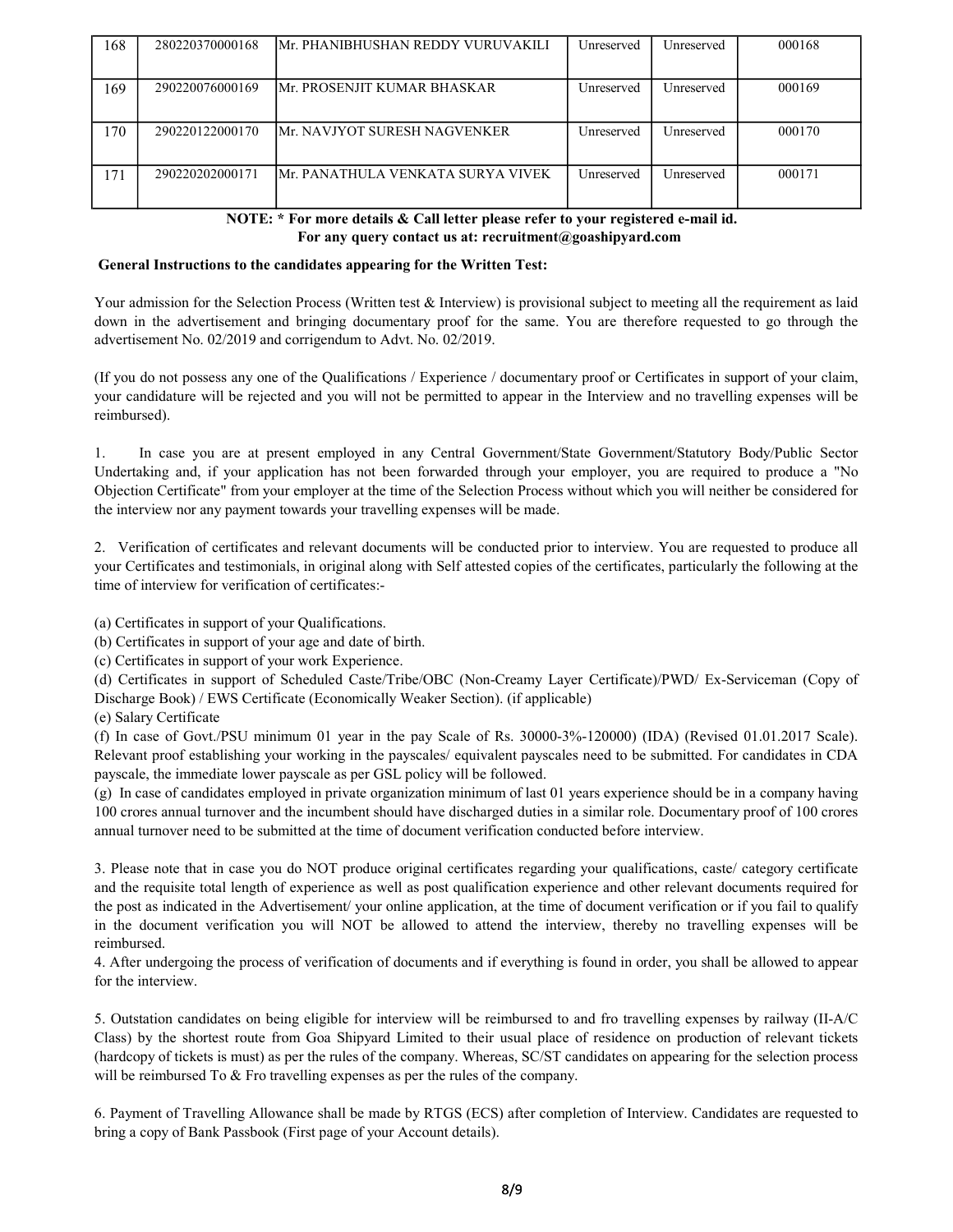| 168 | 280220370000168 | Mr. PHANIBHUSHAN REDDY VURUVAKILI | Unreserved | Unreserved | 000168 |
|---|---|---|---|---|---|
| 169 | 290220076000169 | Mr. PROSENJIT KUMAR BHASKAR | Unreserved | Unreserved | 000169 |
| 170 | 290220122000170 | Mr. NAVJYOT SURESH NAGVENKER | Unreserved | Unreserved | 000170 |
| 171 | 290220202000171 | Mr. PANATHULA VENKATA SURYA VIVEK | Unreserved | Unreserved | 000171 |

**NOTE: * For more details & Call letter please refer to your registered e-mail id.**
**For any query contact us at: recruitment@goashipyard.com**

**General Instructions to the candidates appearing for the Written Test:**

Your admission for the Selection Process (Written test & Interview) is provisional subject to meeting all the requirement as laid down in the advertisement and bringing documentary proof for the same. You are therefore requested to go through the advertisement No. 02/2019 and corrigendum to Advt. No. 02/2019.

(If you do not possess any one of the Qualifications / Experience / documentary proof or Certificates in support of your claim, your candidature will be rejected and you will not be permitted to appear in the Interview and no travelling expenses will be reimbursed).

1. In case you are at present employed in any Central Government/State Government/Statutory Body/Public Sector Undertaking and, if your application has not been forwarded through your employer, you are required to produce a "No Objection Certificate" from your employer at the time of the Selection Process without which you will neither be considered for the interview nor any payment towards your travelling expenses will be made.

2. Verification of certificates and relevant documents will be conducted prior to interview. You are requested to produce all your Certificates and testimonials, in original along with Self attested copies of the certificates, particularly the following at the time of interview for verification of certificates:-

(a) Certificates in support of your Qualifications.
(b) Certificates in support of your age and date of birth.
(c) Certificates in support of your work Experience.
(d) Certificates in support of Scheduled Caste/Tribe/OBC (Non-Creamy Layer Certificate)/PWD/ Ex-Serviceman (Copy of Discharge Book) / EWS Certificate (Economically Weaker Section). (if applicable)
(e) Salary Certificate
(f) In case of Govt./PSU minimum 01 year in the pay Scale of Rs. 30000-3%-120000) (IDA) (Revised 01.01.2017 Scale). Relevant proof establishing your working in the payscales/ equivalent payscales need to be submitted. For candidates in CDA payscale, the immediate lower payscale as per GSL policy will be followed.
(g) In case of candidates employed in private organization minimum of last 01 years experience should be in a company having 100 crores annual turnover and the incumbent should have discharged duties in a similar role. Documentary proof of 100 crores annual turnover need to be submitted at the time of document verification conducted before interview.

3. Please note that in case you do NOT produce original certificates regarding your qualifications, caste/ category certificate and the requisite total length of experience as well as post qualification experience and other relevant documents required for the post as indicated in the Advertisement/ your online application, at the time of document verification or if you fail to qualify in the document verification you will NOT be allowed to attend the interview, thereby no travelling expenses will be reimbursed.

4. After undergoing the process of verification of documents and if everything is found in order, you shall be allowed to appear for the interview.

5. Outstation candidates on being eligible for interview will be reimbursed to and fro travelling expenses by railway (II-A/C Class) by the shortest route from Goa Shipyard Limited to their usual place of residence on production of relevant tickets (hardcopy of tickets is must) as per the rules of the company. Whereas, SC/ST candidates on appearing for the selection process will be reimbursed To & Fro travelling expenses as per the rules of the company.

6. Payment of Travelling Allowance shall be made by RTGS (ECS) after completion of Interview. Candidates are requested to bring a copy of Bank Passbook (First page of your Account details).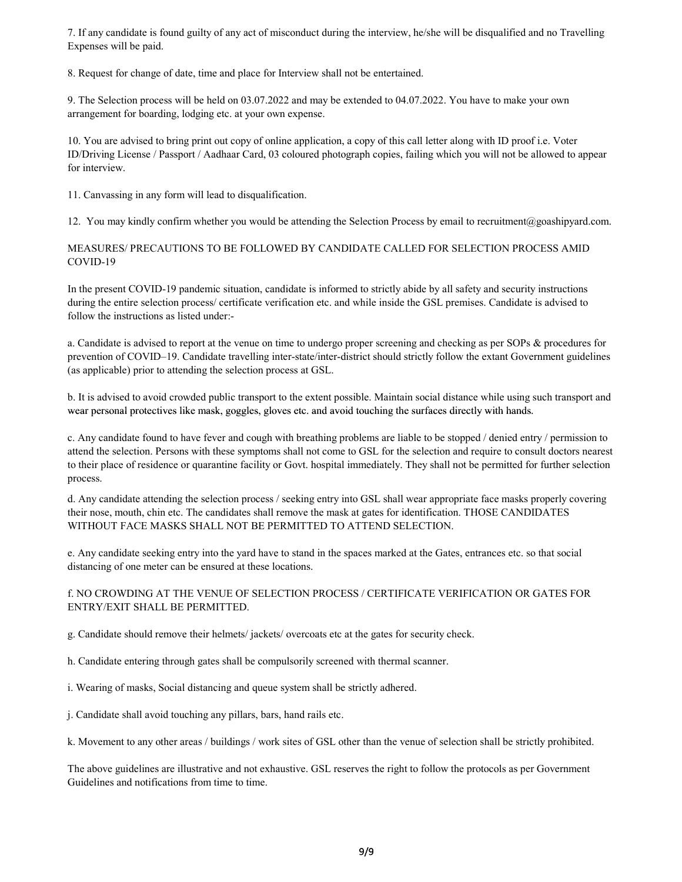7. If any candidate is found guilty of any act of misconduct during the interview, he/she will be disqualified and no Travelling Expenses will be paid.

8. Request for change of date, time and place for Interview shall not be entertained.

9. The Selection process will be held on 03.07.2022 and may be extended to 04.07.2022. You have to make your own arrangement for boarding, lodging etc. at your own expense.

10. You are advised to bring print out copy of online application, a copy of this call letter along with ID proof i.e. Voter ID/Driving License / Passport / Aadhaar Card, 03 coloured photograph copies, failing which you will not be allowed to appear for interview.

11. Canvassing in any form will lead to disqualification.

12. You may kindly confirm whether you would be attending the Selection Process by email to recruitment@goashipyard.com.

MEASURES/ PRECAUTIONS TO BE FOLLOWED BY CANDIDATE CALLED FOR SELECTION PROCESS AMID COVID-19

In the present COVID-19 pandemic situation, candidate is informed to strictly abide by all safety and security instructions during the entire selection process/ certificate verification etc. and while inside the GSL premises. Candidate is advised to follow the instructions as listed under:-

a. Candidate is advised to report at the venue on time to undergo proper screening and checking as per SOPs & procedures for prevention of COVID–19. Candidate travelling inter-state/inter-district should strictly follow the extant Government guidelines (as applicable) prior to attending the selection process at GSL.

b. It is advised to avoid crowded public transport to the extent possible. Maintain social distance while using such transport and wear personal protectives like mask, goggles, gloves etc. and avoid touching the surfaces directly with hands.

c. Any candidate found to have fever and cough with breathing problems are liable to be stopped / denied entry / permission to attend the selection. Persons with these symptoms shall not come to GSL for the selection and require to consult doctors nearest to their place of residence or quarantine facility or Govt. hospital immediately. They shall not be permitted for further selection process.

d. Any candidate attending the selection process / seeking entry into GSL shall wear appropriate face masks properly covering their nose, mouth, chin etc. The candidates shall remove the mask at gates for identification. THOSE CANDIDATES WITHOUT FACE MASKS SHALL NOT BE PERMITTED TO ATTEND SELECTION.

e. Any candidate seeking entry into the yard have to stand in the spaces marked at the Gates, entrances etc. so that social distancing of one meter can be ensured at these locations.

f. NO CROWDING AT THE VENUE OF SELECTION PROCESS / CERTIFICATE VERIFICATION OR GATES FOR ENTRY/EXIT SHALL BE PERMITTED.

g. Candidate should remove their helmets/ jackets/ overcoats etc at the gates for security check.

h. Candidate entering through gates shall be compulsorily screened with thermal scanner.

i. Wearing of masks, Social distancing and queue system shall be strictly adhered.

j. Candidate shall avoid touching any pillars, bars, hand rails etc.

k. Movement to any other areas / buildings / work sites of GSL other than the venue of selection shall be strictly prohibited.

The above guidelines are illustrative and not exhaustive. GSL reserves the right to follow the protocols as per Government Guidelines and notifications from time to time.